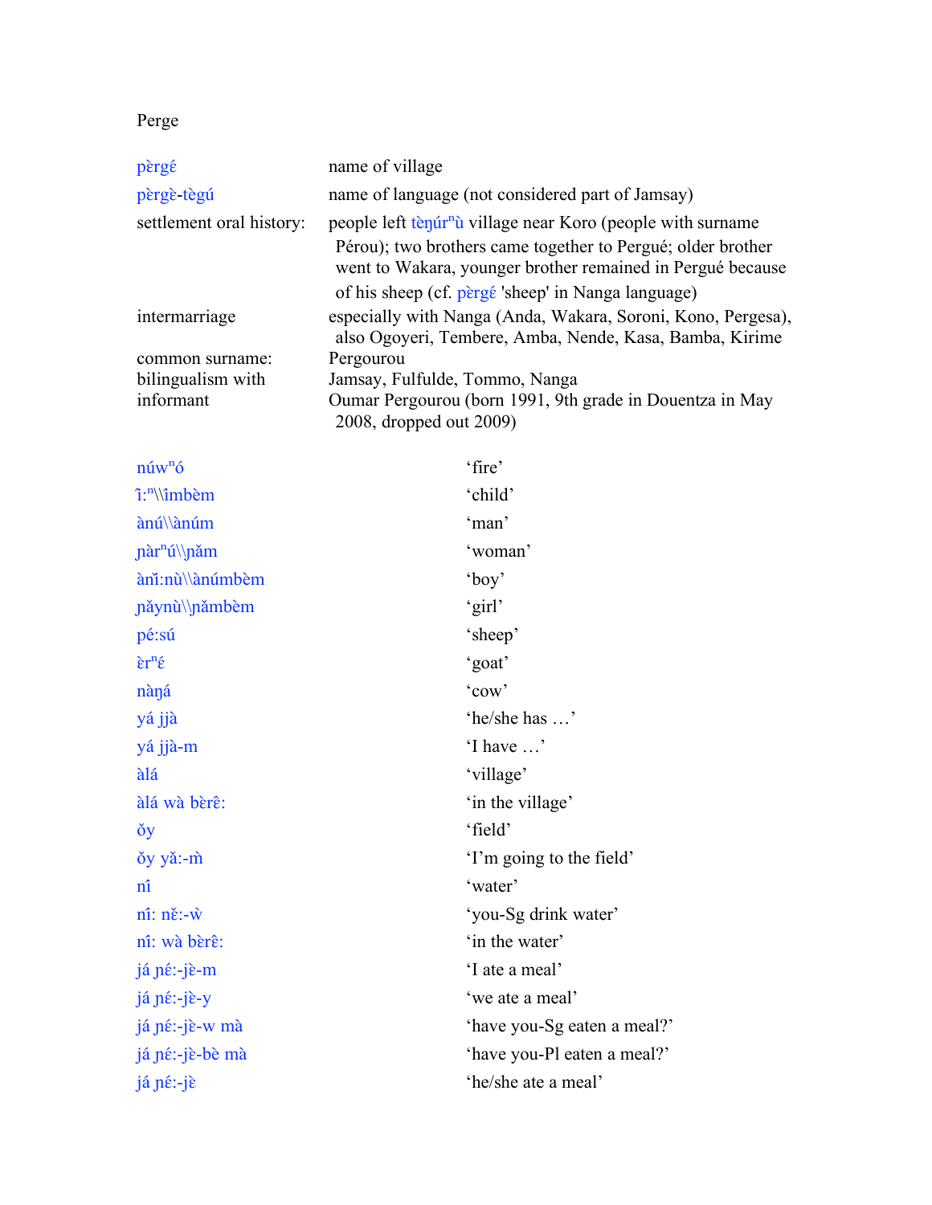Perge

| | |
|---|---|
| pɛ̀rgɛ́ | name of village |
| pɛ̀rgɛ̀-tègú | name of language (not considered part of Jamsay) |
| settlement oral history: | people left tèŋúr$^{n}$ù village near Koro (people with surname Pérou); two brothers came together to Pergué; older brother went to Wakara, younger brother remained in Pergué because of his sheep (cf. pɛ̀rgɛ́ 'sheep' in Nanga language) |
| intermarriage | especially with Nanga (Anda, Wakara, Soroni, Kono, Pergesa), also Ogoyeri, Tembere, Amba, Nende, Kasa, Bamba, Kirime |
| common surname: | Pergourou |
| bilingualism with | Jamsay, Fulfulde, Tommo, Nanga |
| informant | Oumar Pergourou (born 1991, 9th grade in Douentza in May 2008, dropped out 2009) |

| | |
|---|---|
| núw$^{n}$ó | 'fire' |
| î:$^{n}$\\îmbèm | 'child' |
| ànú\\ànúm | 'man' |
| ɲàr$^{n}$ú\\ɲǎm | 'woman' |
| àɲǐ:nù\\ànúmbèm | 'boy' |
| ɲǎynù\\ɲǎmbèm | 'girl' |
| pé:sú | 'sheep' |
| ɛ̀r$^{n}$ɛ́ | 'goat' |
| nàŋá | 'cow' |
| yá jjà | 'he/she has …' |
| yá jjà-m | 'I have …' |
| àlá | 'village' |
| àlá wà bɛ̀rɛ̂: | 'in the village' |
| ǒy | 'field' |
| ǒy yǎ:-m̀ | 'I'm going to the field' |
| nî | 'water' |
| nî: nɛ̌:-ẁ | 'you-Sg drink water' |
| nî: wà bɛ̀rɛ̂: | 'in the water' |
| já ɲɛ́:-jɛ̀-m | 'I ate a meal' |
| já ɲɛ́:-jɛ̀-y | 'we ate a meal' |
| já ɲɛ́:-jɛ̀-w mà | 'have you-Sg eaten a meal?' |
| já ɲɛ́:-jɛ̀-bè mà | 'have you-Pl eaten a meal?' |
| já ɲɛ́:-jɛ̀ | 'he/she ate a meal' |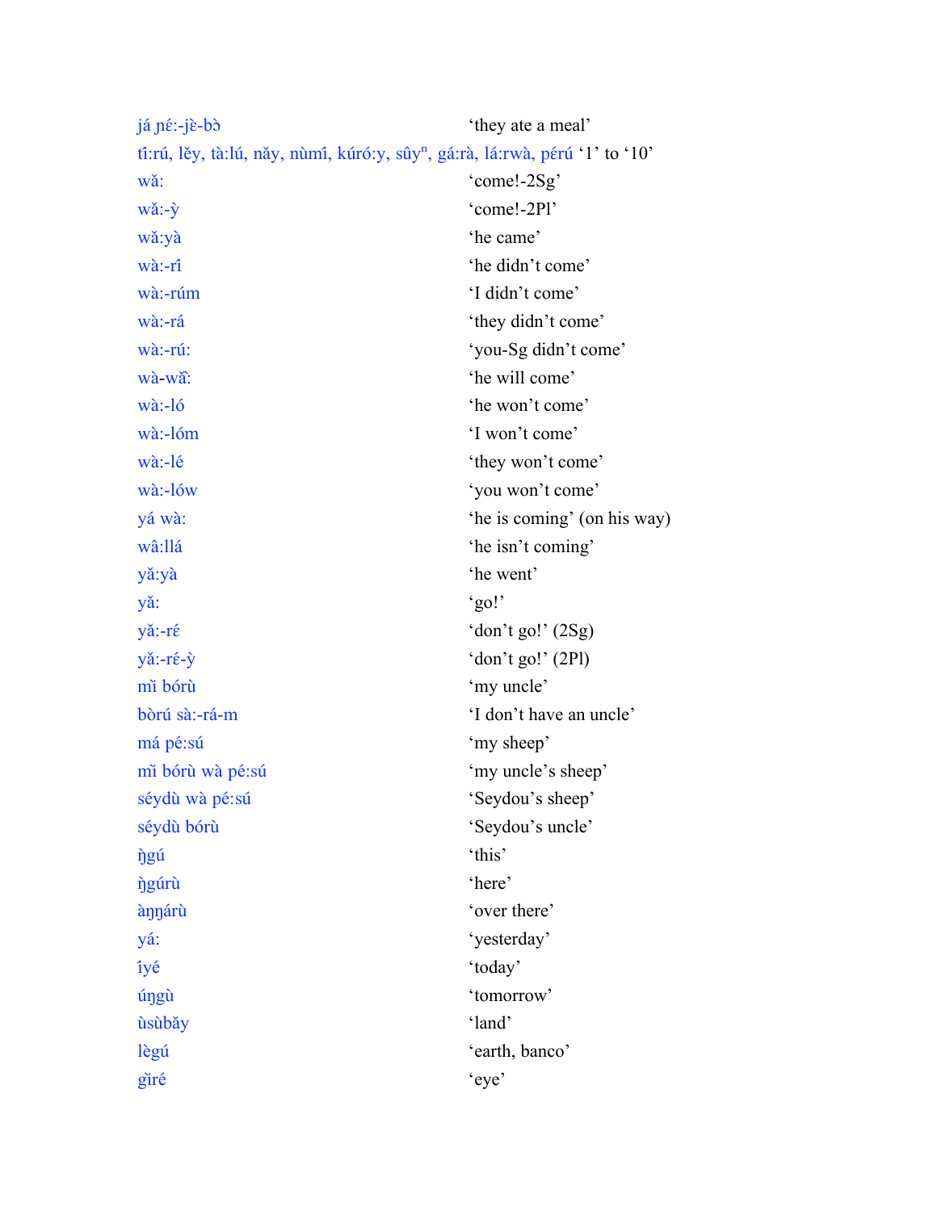| | |
|---|---|
| já ɲɛ́:-jɛ̀-bɔ̀ | 'they ate a meal' |
| tî:rú, lěy, tà:lú, nǎy, nùmî, kúró:y, sûyⁿ, gá:rà, lá:rwà, pérú | '1' to '10' |
| wǎ: | 'come!-2Sg' |
| wǎ:-ỳ | 'come!-2Pl' |
| wǎ:yà | 'he came' |
| wà:-rí | 'he didn't come' |
| wà:-rúm | 'I didn't come' |
| wà:-rá | 'they didn't come' |
| wà:-rú: | 'you-Sg didn't come' |
| wà-wǎ̰: | 'he will come' |
| wà:-ló | 'he won't come' |
| wà:-lóm | 'I won't come' |
| wà:-lé | 'they won't come' |
| wà:-lów | 'you won't come' |
| yá wà: | 'he is coming' (on his way) |
| wâ:llá | 'he isn't coming' |
| yǎ:yà | 'he went' |
| yǎ: | 'go!' |
| yǎ:-rɛ́ | 'don't go!' (2Sg) |
| yǎ:-rɛ́-ỳ | 'don't go!' (2Pl) |
| mǐ bórù | 'my uncle' |
| bòrú sà:-rá-m | 'I don't have an uncle' |
| má pé:sú | 'my sheep' |
| mǐ bórù wà pé:sú | 'my uncle's sheep' |
| séydù wà pé:sú | 'Seydou's sheep' |
| séydù bórù | 'Seydou's uncle' |
| ŋ̀gú | 'this' |
| ŋ̀gúrù | 'here' |
| àŋŋárù | 'over there' |
| yá: | 'yesterday' |
| îyé | 'today' |
| úŋgù | 'tomorrow' |
| ùsùbǎy | 'land' |
| lègú | 'earth, banco' |
| gǐré | 'eye' |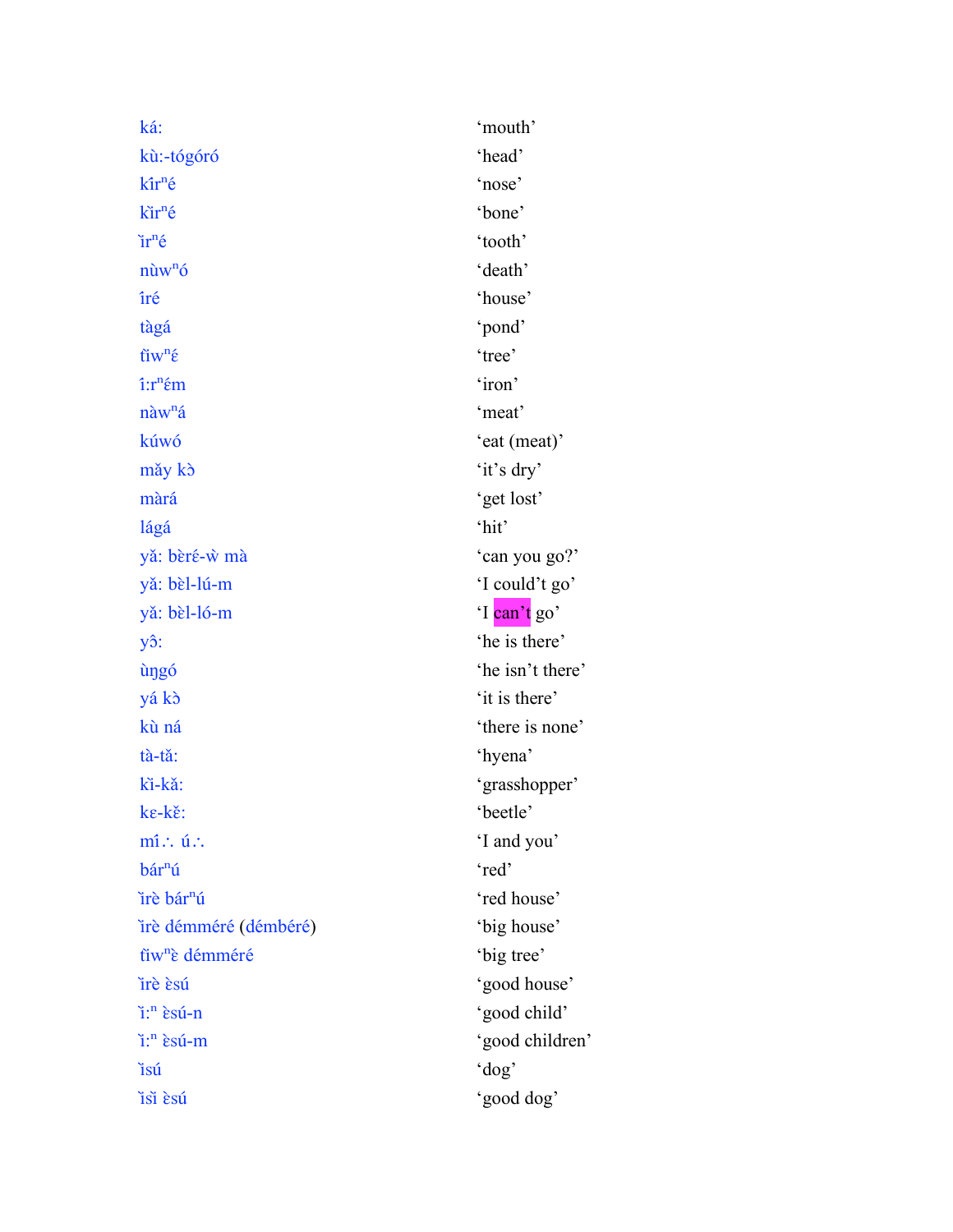| | |
|---|---|
| ká: | ‘mouth’ |
| kù:-tógóró | ‘head’ |
| kîr$^n$é | ‘nose’ |
| kǐr$^n$é | ‘bone’ |
| ǐr$^n$é | ‘tooth’ |
| nùw$^n$ó | ‘death’ |
| îré | ‘house’ |
| tàgá | ‘pond’ |
| tǐw$^n$ɛ́ | ‘tree’ |
| î:r$^n$ɛ́m | ‘iron’ |
| nàw$^n$á | ‘meat’ |
| kúwó | ‘eat (meat)’ |
| mǎy kɔ̀ | ‘it’s dry’ |
| màrá | ‘get lost’ |
| lágá | ‘hit’ |
| yǎ: bɛ̀rɛ́-ẁ mà | ‘can you go?’ |
| yǎ: bɛ̀l-lú-m | ‘I could’t go’ |
| yǎ: bɛ̀l-ló-m | ‘I can’t go’ |
| yɔ̂: | ‘he is there’ |
| ùŋgó | ‘he isn’t there’ |
| yá kɔ̀ | ‘it is there’ |
| kù ná | ‘there is none’ |
| tà-tǎ: | ‘hyena’ |
| kì-kǎ: | ‘grasshopper’ |
| kɛ-kɛ̌: | ‘beetle’ |
| mî∴ ú∴ | ‘I and you’ |
| bár$^n$ú | ‘red’ |
| ǐrè bár$^n$ú | ‘red house’ |
| ǐrè démméré (démbéré) | ‘big house’ |
| tǐw$^n$ɛ̀ démméré | ‘big tree’ |
| ǐrè ɛ̀sú | ‘good house’ |
| ǐ:$^n$ ɛ̀sú-n | ‘good child’ |
| ǐ:$^n$ ɛ̀sú-m | ‘good children’ |
| ǐsú | ‘dog’ |
| ǐsǐ ɛ̀sú | ‘good dog’ |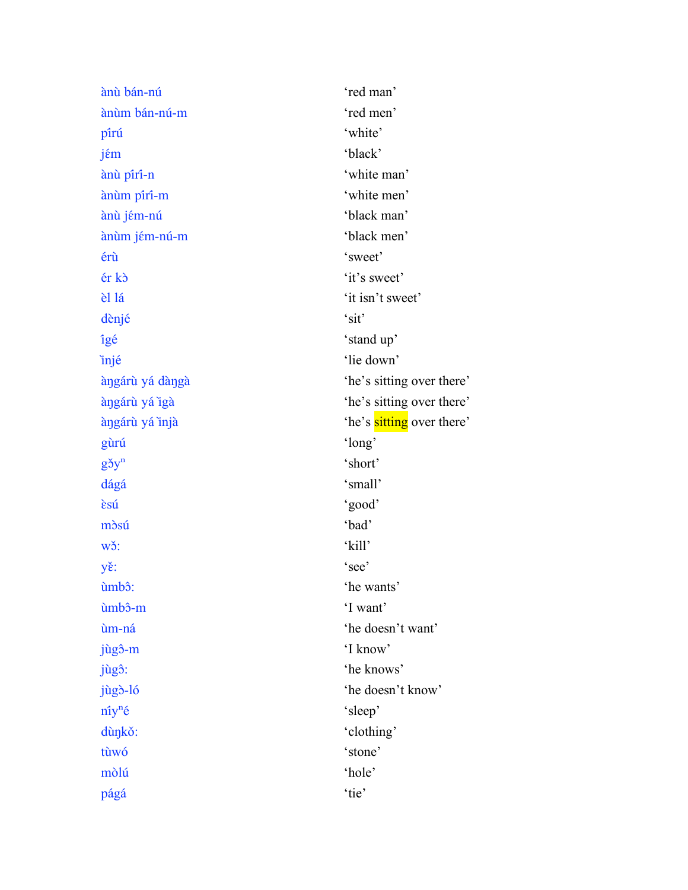| | |
|---|---|
| ànù bán-nú | 'red man' |
| ànùm bán-nú-m | 'red men' |
| pîrú | 'white' |
| jɛ́m | 'black' |
| ànù pîrî-n | 'white man' |
| ànùm pîrî-m | 'white men' |
| ànù jɛ́m-nú | 'black man' |
| ànùm jɛ́m-nú-m | 'black men' |
| érù | 'sweet' |
| ér kɔ̀ | 'it's sweet' |
| èl lá | 'it isn't sweet' |
| dènjé | 'sit' |
| îgé | 'stand up' |
| ȉnjé | 'lie down' |
| àŋgárù yá dàŋgà | 'he's sitting over there' |
| àŋgárù yá ȉgà | 'he's sitting over there' |
| àŋgárù yá ȉnjà | 'he's sitting over there' |
| gùrú | 'long' |
| gɔ̌yⁿ | 'short' |
| dágá | 'small' |
| ɛ̀sú | 'good' |
| mɔ̀sú | 'bad' |
| wɔ̌: | 'kill' |
| yɛ̌: | 'see' |
| ùmbɔ̂: | 'he wants' |
| ùmbɔ̂-m | 'I want' |
| ùm-ná | 'he doesn't want' |
| jùgɔ̂-m | 'I know' |
| jùgɔ̂: | 'he knows' |
| jùgɔ̀-ló | 'he doesn't know' |
| níyⁿé | 'sleep' |
| dùŋkǒ: | 'clothing' |
| tùwó | 'stone' |
| mɔ̀lú | 'hole' |
| págá | 'tie' |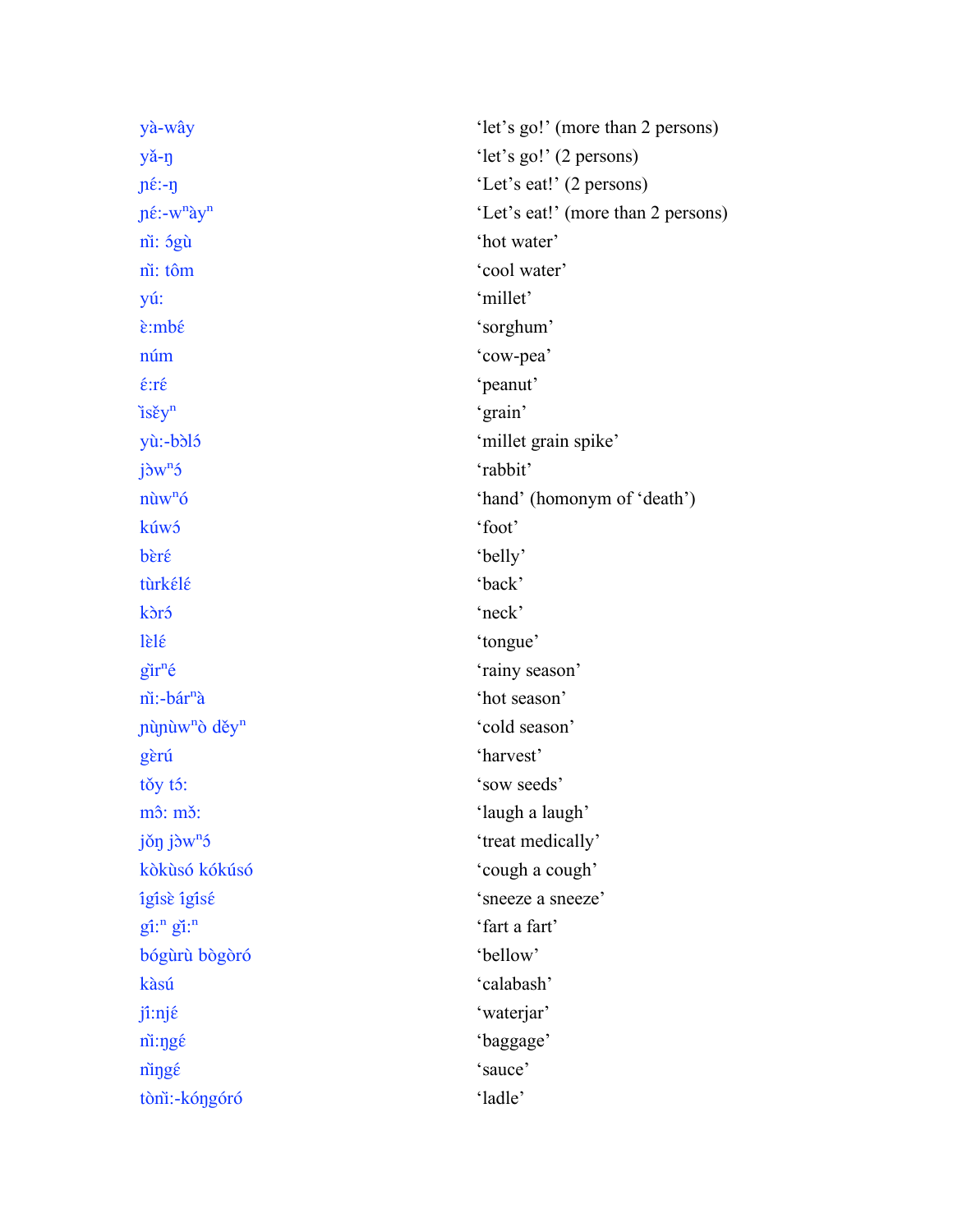| | |
|---|---|
| yà-wây | ‘let’s go!’ (more than 2 persons) |
| yǎ-ŋ | ‘let’s go!’ (2 persons) |
| ɲɛ́:-ŋ | ‘Let’s eat!’ (2 persons) |
| ɲɛ́:-w$^{n}$ày$^{n}$ | ‘Let’s eat!’ (more than 2 persons) |
| nì: ɔ́gù | ‘hot water’ |
| nì: tôm | ‘cool water’ |
| yú: | ‘millet’ |
| ɛ̀:mbɛ́ | ‘sorghum’ |
| núm | ‘cow-pea’ |
| ɛ́:rɛ́ | ‘peanut’ |
| ìsěy$^{n}$ | ‘grain’ |
| yù:-bɔ̀lɔ́ | ‘millet grain spike’ |
| jɔ̀w$^{n}$ɔ́ | ‘rabbit’ |
| nùw$^{n}$ó | ‘hand’ (homonym of ‘death’) |
| kúwɔ́ | ‘foot’ |
| bɛ̀rɛ́ | ‘belly’ |
| tùrkɛ́lɛ́ | ‘back’ |
| kɔ̀rɔ́ | ‘neck’ |
| lɛ̀lɛ́ | ‘tongue’ |
| gǐr$^{n}$é | ‘rainy season’ |
| nì:-bár$^{n}$à | ‘hot season’ |
| ɲùɲùw$^{n}$ò děy$^{n}$ | ‘cold season’ |
| gèrú | ‘harvest’ |
| tǒy tɔ́: | ‘sow seeds’ |
| mɔ̂: mɔ̌: | ‘laugh a laugh’ |
| jǒŋ jɔ̀w$^{n}$ɔ́ | ‘treat medically’ |
| kòkùsó kókúsó | ‘cough a cough’ |
| ìgísè ìgísɛ́ | ‘sneeze a sneeze’ |
| gí:$^{n}$ gǐ:$^{n}$ | ‘fart a fart’ |
| bógùrù bògòró | ‘bellow’ |
| kàsú | ‘calabash’ |
| jî:njɛ́ | ‘waterjar’ |
| nì:ŋgɛ́ | ‘baggage’ |
| nìŋgɛ́ | ‘sauce’ |
| tònì:-kóŋgóró | ‘ladle’ |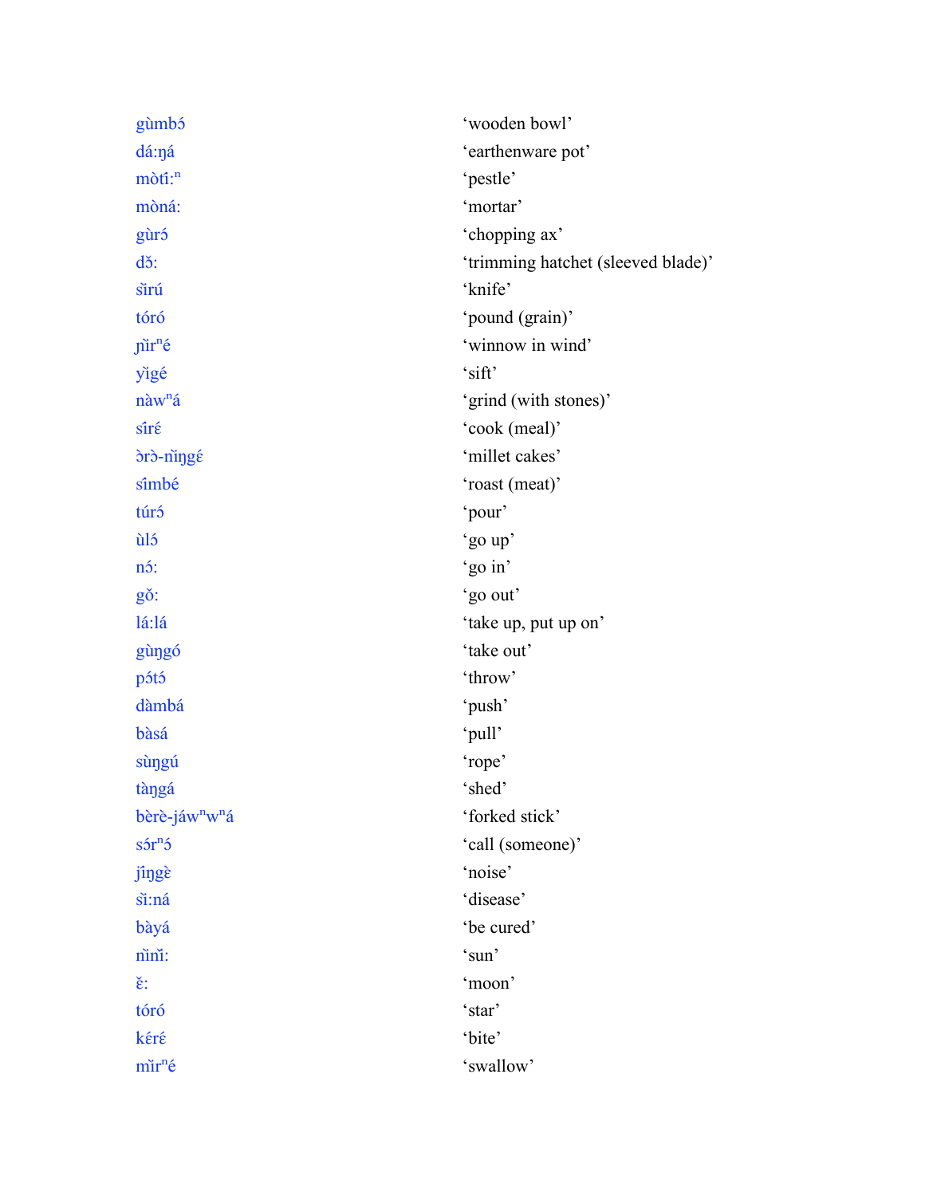gùmbɔ́ ‘wooden bowl’

dá:ŋá ‘earthenware pot’

mɔ̀tì:$^{n}$ ‘pestle’

mɔ̀ná: ‘mortar’

gùrɔ́ ‘chopping ax’

dɔ̌: ‘trimming hatchet (sleeved blade)’

sìrú ‘knife’

tóró ‘pound (grain)’

ɲìr$^{n}$é ‘winnow in wind’

yìgé ‘sift’

nàw$^{n}$á ‘grind (with stones)’

síré ‘cook (meal)’

ɔ̀rɔ̀-ñìŋgé ‘millet cakes’

símbé ‘roast (meat)’

túrɔ́ ‘pour’

ùlɔ́ ‘go up’

nɔ́: ‘go in’

gǒ: ‘go out’

lá:lá ‘take up, put up on’

gùŋgó ‘take out’

pɔ́tɔ́ ‘throw’

dàmbá ‘push’

bàsá ‘pull’

sùŋgú ‘rope’

tàŋgá ‘shed’

bèrè-jáw$^{n}$w$^{n}$á ‘forked stick’

sɔ́r$^{n}$ɔ́ ‘call (someone)’

jîŋgè ‘noise’

sì:ná ‘disease’

bàyá ‘be cured’

nìnǐ: ‘sun’

ɛ̌: ‘moon’

tóró ‘star’

kɛ́rɛ́ ‘bite’

mǐr$^{n}$é ‘swallow’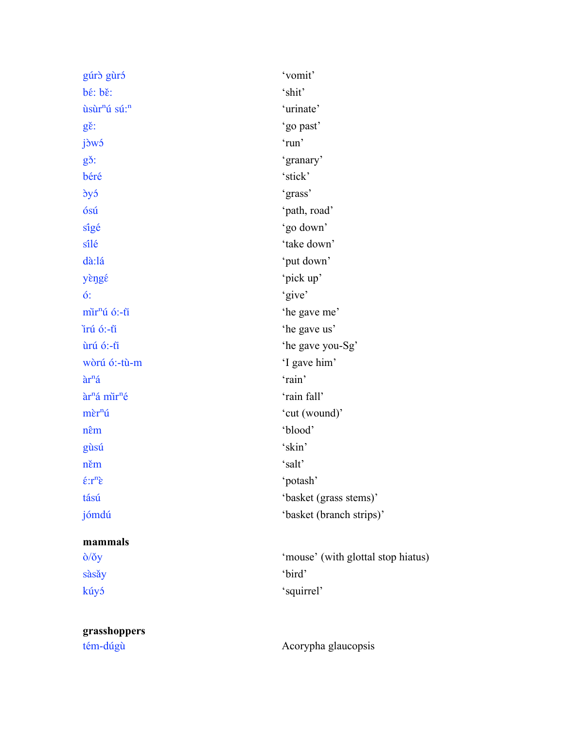| | |
|---|---|
| gúrɔ̀ gùrɔ́ | 'vomit' |
| bɛ́: bɛ̌: | 'shit' |
| ùsùr$^{n}$ú sú:$^{n}$ | 'urinate' |
| gɛ̌: | 'go past' |
| jɔ̀wɔ́ | 'run' |
| gɔ̌: | 'granary' |
| béré | 'stick' |
| ɔ̀yɔ́ | 'grass' |
| ósú | 'path, road' |
| sígé | 'go down' |
| sílé | 'take down' |
| dà:lá | 'put down' |
| yɛ̀ŋgɛ́ | 'pick up' |
| ó: | 'give' |
| mĭr$^{n}$ú ó:-tĭ | 'he gave me' |
| ȉrú ó:-tĭ | 'he gave us' |
| ùrú ó:-tĭ | 'he gave you-Sg' |
| wòrú ó:-tù-m | 'I gave him' |
| àr$^{n}$á | 'rain' |
| àr$^{n}$á mĭr$^{n}$é | 'rain fall' |
| mɛ̀r$^{n}$ú | 'cut (wound)' |
| nɛ̂m | 'blood' |
| gùsú | 'skin' |
| nɛ̌m | 'salt' |
| ɛ́:r$^{n}$ɛ̀ | 'potash' |
| tású | 'basket (grass stems)' |
| jómdú | 'basket (branch strips)' |

**mammals**

| | |
|---|---|
| ɔ̀/ɔ̌y | 'mouse' (with glottal stop hiatus) |
| sàsǎy | 'bird' |
| kúyɔ́ | 'squirrel' |

**grasshoppers**

| | |
|---|---|
| tém-dúgù | Acorypha glaucopsis |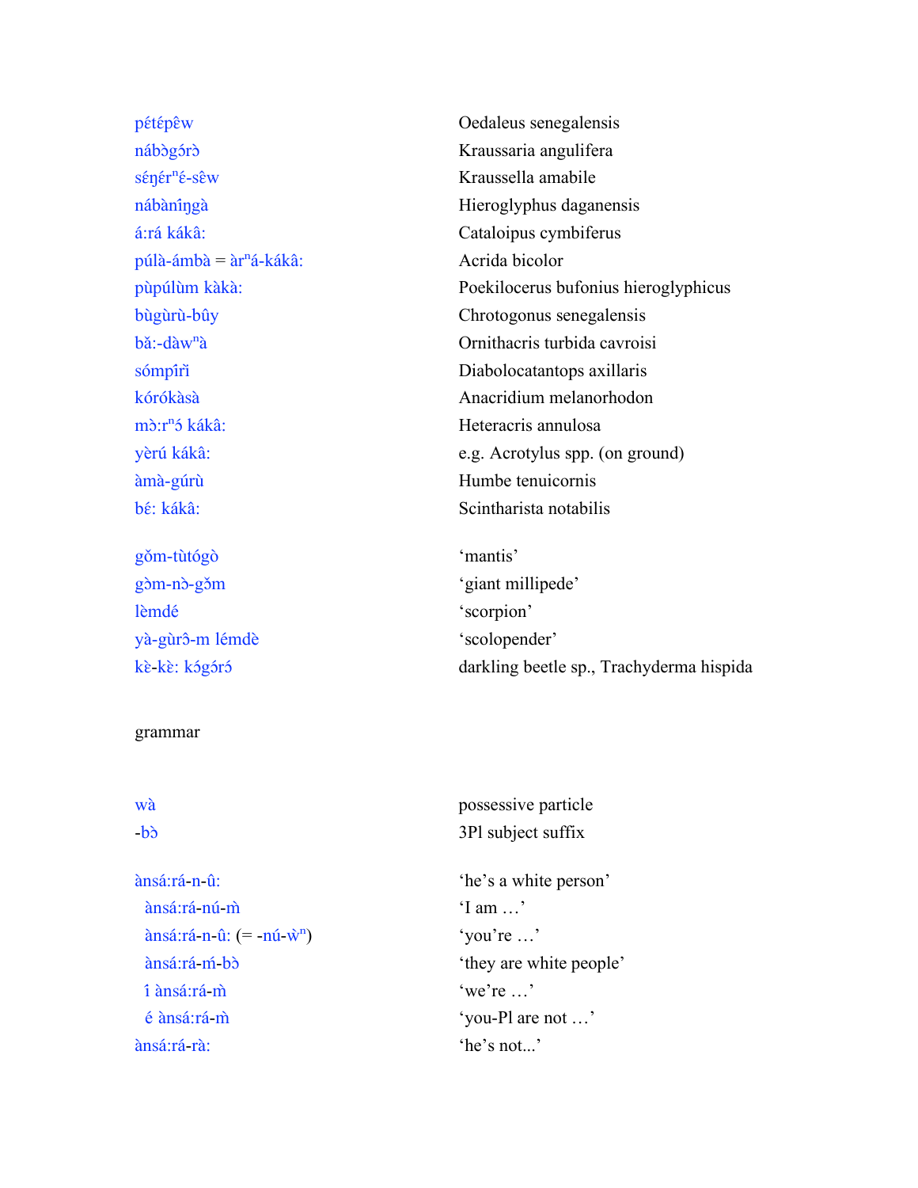| | |
|---|---|
| pétépɛ̂w | Oedaleus senegalensis |
| nábɔ̀gɔ́rɔ̀ | Kraussaria angulifera |
| séŋérⁿɛ́-sɛ̂w | Kraussella amabile |
| nábàníŋgà | Hieroglyphus daganensis |
| á:rá kákâ: | Cataloipus cymbiferus |
| púlà-ámbà = àrⁿá-kákâ: | Acrida bicolor |
| pùpúlùm kàkà: | Poekilocerus bufonius hieroglyphicus |
| bùgùrù-bûy | Chrotogonus senegalensis |
| bǎ:-dàwⁿà | Ornithacris turbida cavroisi |
| sómpîrì | Diabolocatantops axillaris |
| kórókàsà | Anacridium melanorhodon |
| mɔ̀:rⁿɔ́ kákâ: | Heteracris annulosa |
| yèrú kákâ: | e.g. Acrotylus spp. (on ground) |
| àmà-gúrù | Humbe tenuicornis |
| bɛ́: kákâ: | Scintharista notabilis |

| | |
|---|---|
| gǒm-tùtógò | 'mantis' |
| gɔ̀m-nɔ̀-gɔ̌m | 'giant millipede' |
| lèmɗé | 'scorpion' |
| yà-gùrɔ̂-m lémdè | 'scolopender' |
| kɛ̀-kɛ̀: kɔ́gɔ́rɔ́ | darkling beetle sp., Trachyderma hispida |

grammar

| | |
|---|---|
| wà | possessive particle |
| -bɔ̀ | 3Pl subject suffix |

| | |
|---|---|
| ànsá:rá-n-û: | 'he's a white person' |
| ànsá:rá-nú-m̀ | 'I am …' |
| ànsá:rá-n-û: (= -nú-ẁⁿ) | 'you're …' |
| ànsá:rá-ḿ-bɔ̀ | 'they are white people' |
| î ànsá:rá-m̀ | 'we're …' |
| é ànsá:rá-m̀ | 'you-Pl are not …' |
| ànsá:rá-rà: | 'he's not...' |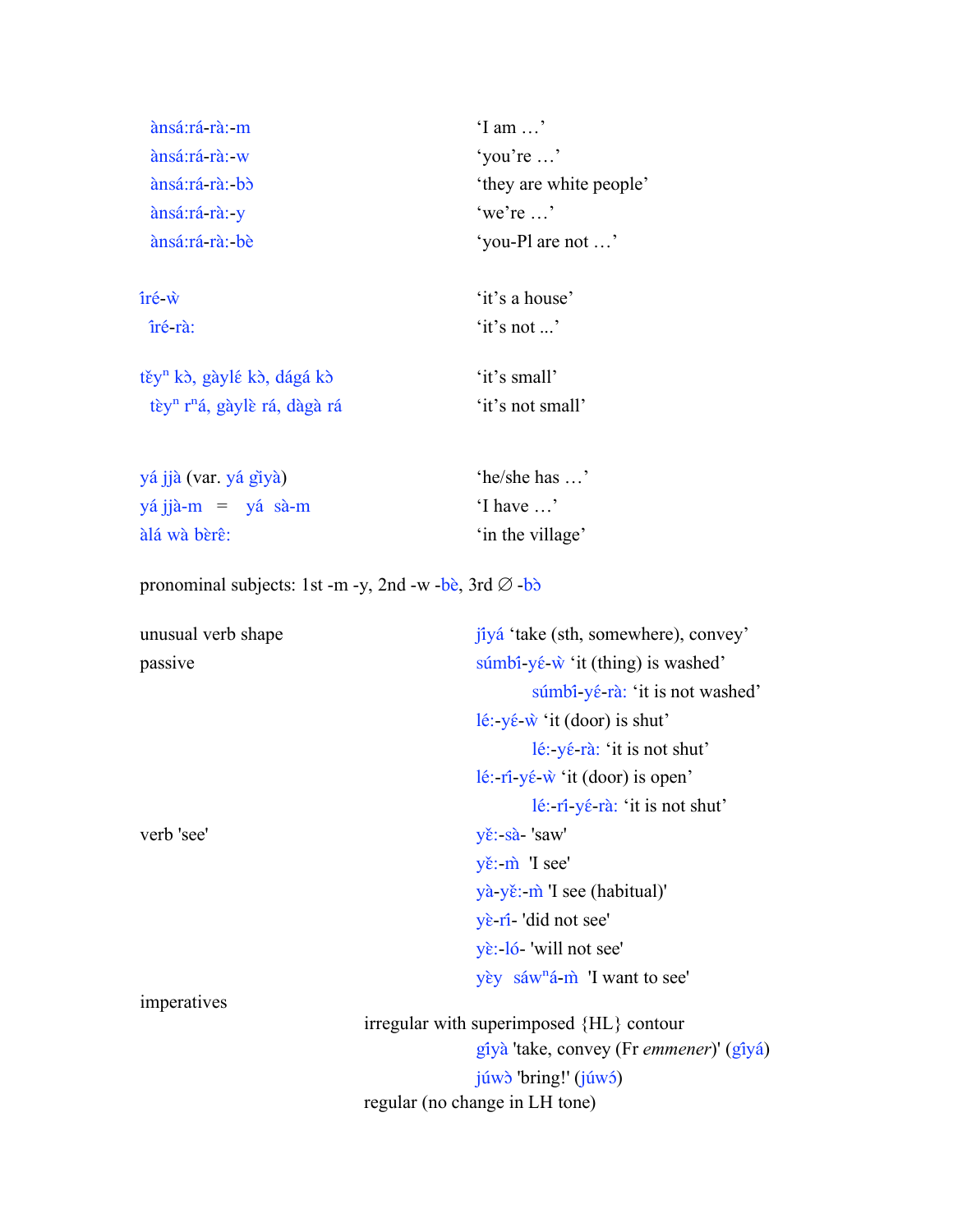| | |
|---|---|
| ànsá:rá-rà:-m | 'I am …' |
| ànsá:rá-rà:-w | 'you're …' |
| ànsá:rá-rà:-bɔ̀ | 'they are white people' |
| ànsá:rá-rà:-y | 'we're …' |
| ànsá:rá-rà:-bè | 'you-Pl are not …' |

| | |
|---|---|
| îré-ẁ | 'it's a house' |
| îré-rà: | 'it's not ...' |

| | |
|---|---|
| těy$^{n}$ kɔ̀, gàylɛ́ kɔ̀, dágá kɔ̀ | 'it's small' |
| tèy$^{n}$ r$^{n}$á, gàylɛ̀ rá, dàgà rá | 'it's not small' |

| | |
|---|---|
| yá jjà (var. yá gǐyà) | 'he/she has …' |
| yá jjà-m = yá sà-m | 'I have …' |
| àlá wà bèrê: | 'in the village' |

pronominal subjects: 1st -m -y, 2nd -w -bè, 3rd ∅ -bɔ̀

| | |
|---|---|
| unusual verb shape | jǐyá 'take (sth, somewhere), convey' |
| passive | súmbî-yɛ́-ẁ 'it (thing) is washed' |
| | súmbî-yɛ́-rà: 'it is not washed' |
| | lé:-yɛ́-ẁ 'it (door) is shut' |
| | lé:-yɛ́-rà: 'it is not shut' |
| | lé:-rî-yɛ́-ẁ 'it (door) is open' |
| | lé:-rî-yɛ́-rà: 'it is not shut' |
| verb 'see' | yɛ̌:-sà- 'saw' |
| | yɛ̌:-m̀ 'I see' |
| | yà-yɛ̌:-m̀ 'I see (habitual)' |
| | yɛ̀-rî- 'did not see' |
| | yɛ̀:-ló- 'will not see' |
| | yɛ̀y sáw$^{n}$á-m̀ 'I want to see' |

imperatives

irregular with superimposed {HL} contour

gíyà 'take, convey (Fr *emmener*)' (gǐyá)

júwɔ̀ 'bring!' (jǔwɔ́)

regular (no change in LH tone)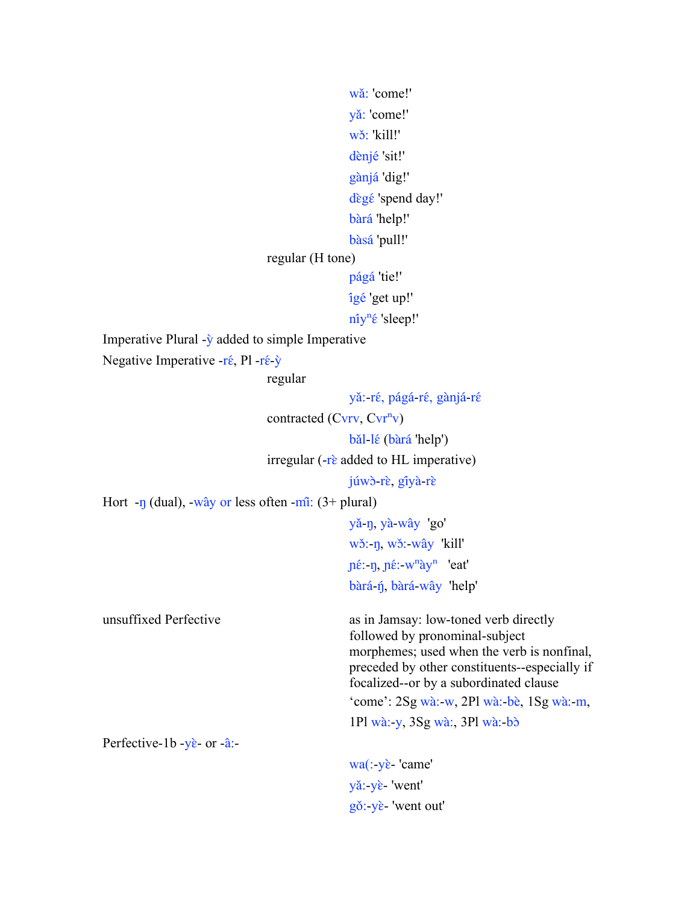| | | |
|---|---|---|
| | | wǎ: 'come!' |
| | | yǎ: 'come!' |
| | | wɔ̌: 'kill!' |
| | | dènjé 'sit!' |
| | | gànjá 'dig!' |
| | | dɛ̀gɛ́ 'spend day!' |
| | | bàrá 'help!' |
| | | bàsá 'pull!' |
| | regular (H tone) | |
| | | págá 'tie!' |
| | | îgé 'get up!' |
| | | nîyⁿɛ́ 'sleep!' |
| Imperative Plural -ỳ added to simple Imperative | | |
| Negative Imperative -rɛ́, Pl -rɛ́-ỳ | | |
| | regular | |
| | | yǎ:-rɛ́, págá-rɛ́, gànjá-rɛ́ |
| | contracted (Cvrv, Cvrⁿv) | |
| | | bǎl-lɛ́ (bàrá 'help') |
| | irregular (-rɛ̀ added to HL imperative) | |
| | | júwɔ̀-rɛ̀, gîyà-rɛ̀ |
| Hort -ŋ (dual), -wây or less often -mĩ: (3+ plural) | | |
| | | yǎ-ŋ, yà-wây 'go' |
| | | wɔ̌:-ŋ, wɔ̌:-wây 'kill' |
| | | ɲɛ́:-ŋ, ɲɛ́:-wⁿàyⁿ 'eat' |
| | | bàrá-ŋ́, bàrá-wây 'help' |
| unsuffixed Perfective | | as in Jamsay: low-toned verb directly followed by pronominal-subject morphemes; used when the verb is nonfinal, preceded by other constituents--especially if focalized--or by a subordinated clause<br>'come': 2Sg wà:-w, 2Pl wà:-bè, 1Sg wà:-m, 1Pl wà:-y, 3Sg wà:, 3Pl wà:-bɔ̀ |
| Perfective-1b -yɛ̀- or -â:- | | |
| | | wa(:-yɛ̀- 'came' |
| | | yǎ:-yɛ̀- 'went' |
| | | gǒ:-yɛ̀- 'went out' |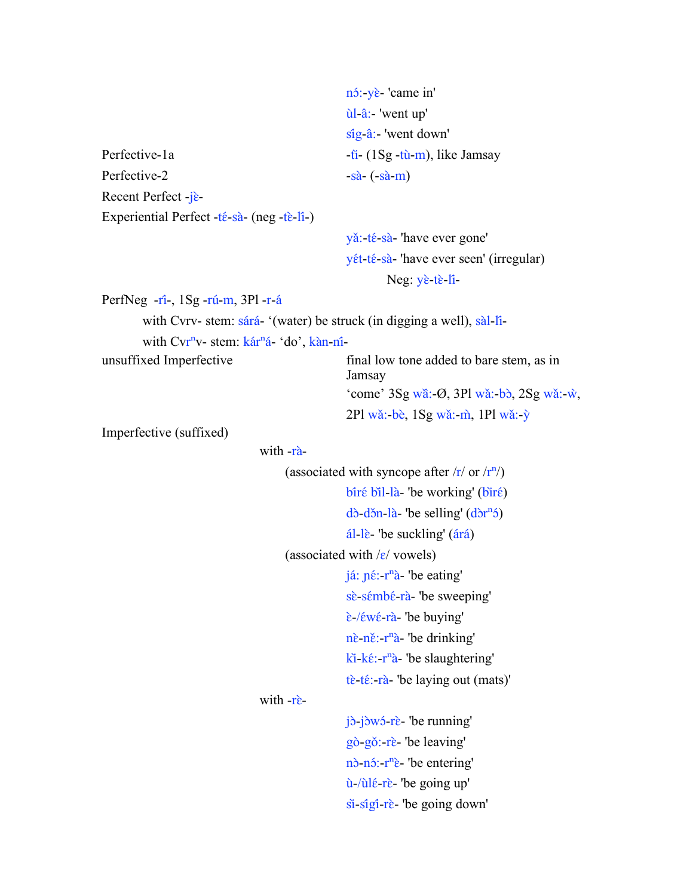nɔ́:-yὲ- 'came in'

ùl-â:- 'went up'

sîg-â:- 'went down'

Perfective-1a — -tì- (1Sg -tù-m), like Jamsay

Perfective-2 — -sà- (-sà-m)

Recent Perfect -jὲ-

Experiential Perfect -té-sà- (neg -tὲ-lí-)

yǎ:-té-sà- 'have ever gone'

yét-té-sà- 'have ever seen' (irregular)

Neg: yὲ-tὲ-lí-

PerfNeg -rí-, 1Sg -rú-m, 3Pl -r-á

with Cvrv- stem: sárá- '(water) be struck (in digging a well), sàl-lí-

with Cvrⁿv- stem: kárⁿá- 'do', kàn-ní-

unsuffixed Imperfective — final low tone added to bare stem, as in Jamsay

'come' 3Sg wǎ:-Ø, 3Pl wǎ:-bɔ̀, 2Sg wǎ:-ẁ,

2Pl wǎ:-bὲ, 1Sg wǎ:-m̀, 1Pl wǎ:-ỳ

Imperfective (suffixed)

with -rà-

(associated with syncope after /r/ or /rⁿ/)

bìrέ bǐl-là- 'be working' (bìrέ)

dɔ̀-dɔ̌n-là- 'be selling' (dɔ̀rⁿɔ́)

ál-lὲ- 'be suckling' (árá)

(associated with /ε/ vowels)

já: ɲέ:-rⁿà- 'be eating'

sὲ-sέmbέ-rà- 'be sweeping'

ὲ-/έwέ-rà- 'be buying'

nὲ-nἔ:-rⁿà- 'be drinking'

kì-kέ:-rⁿà- 'be slaughtering'

tὲ-tέ:-rà- 'be laying out (mats)'

with -rὲ-

jɔ̀-jɔ̀wɔ́-rὲ- 'be running'

gò-gǒ:-rὲ- 'be leaving'

nɔ̀-nɔ́:-rⁿὲ- 'be entering'

ù-/ùlé-rὲ- 'be going up'

sì-sígí-rὲ- 'be going down'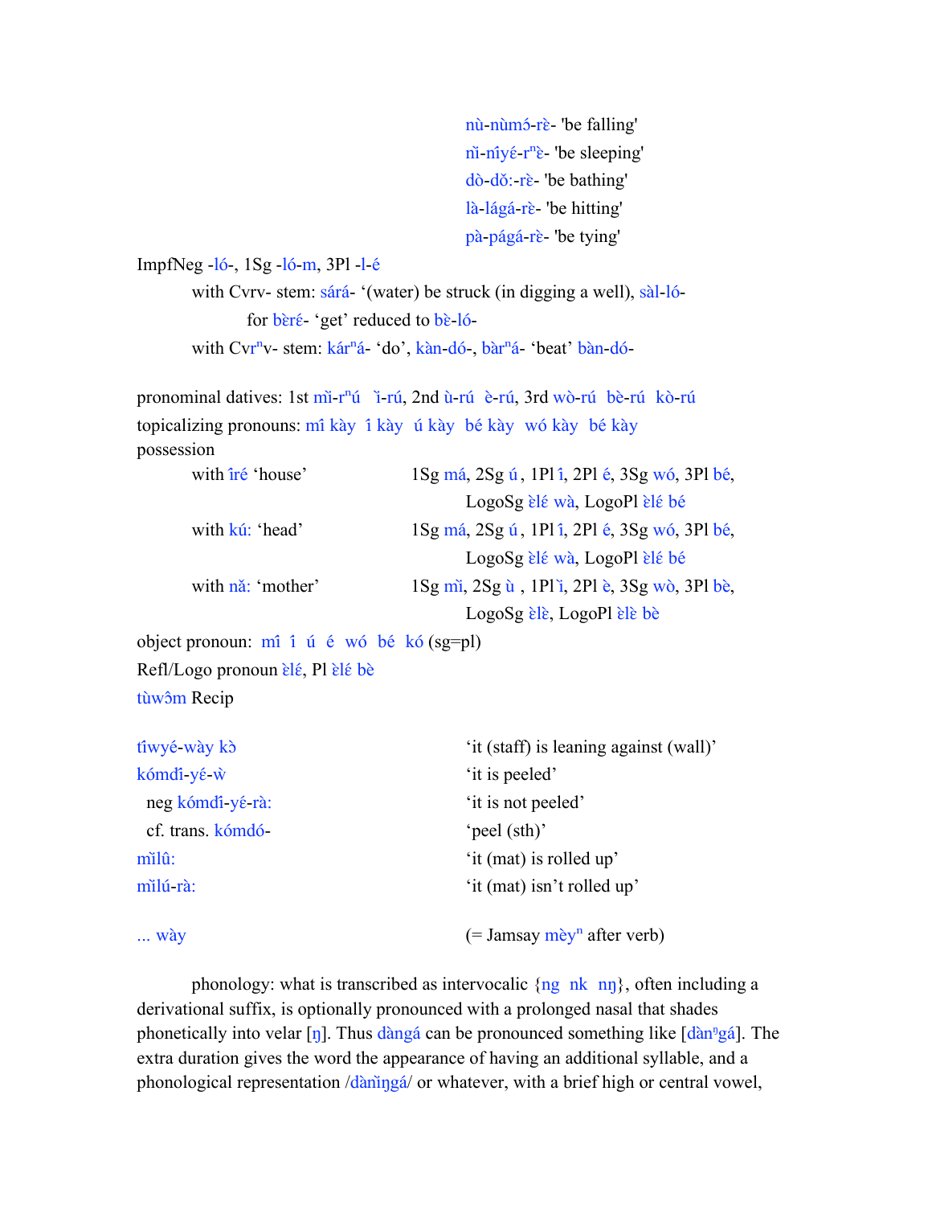nù-nùmɔ́-rɛ̀- 'be falling'
nǐ-nîyɛ́-r$^{n}$ɛ̀- 'be sleeping'
dò-dǒ:-rɛ̀- 'be bathing'
là-lágá-rɛ̀- 'be hitting'
pà-págá-rɛ̀- 'be tying'

ImpfNeg -ló-, 1Sg -ló-m, 3Pl -l-é
with Cvrv- stem: sárá- '(water) be struck (in digging a well), sàl-ló-
for bɛ̀rɛ́- 'get' reduced to bɛ̀-ló-
with Cvr$^{n}$v- stem: kár$^{n}$á- 'do', kàn-dó-, bàr$^{n}$á- 'beat' bàn-dó-

pronominal datives: 1st mì-r$^{n}$ú ì-rú, 2nd ù-rú è-rú, 3rd wò-rú bè-rú kò-rú
topicalizing pronouns: mî kày î kày ú kày bé kày wó kày bé kày
possession
with îré 'house' 1Sg má, 2Sg ú, 1Pl î, 2Pl é, 3Sg wó, 3Pl bé,
LogoSg ɛ̀lɛ́ wà, LogoPl ɛ̀lɛ́ bé
with kú: 'head' 1Sg má, 2Sg ú, 1Pl î, 2Pl é, 3Sg wó, 3Pl bé,
LogoSg ɛ̀lɛ́ wà, LogoPl ɛ̀lɛ́ bé
with nǎ: 'mother' 1Sg mì, 2Sg ù, 1Pl ì, 2Pl è, 3Sg wò, 3Pl bè,
LogoSg ɛ̀lɛ̀, LogoPl ɛ̀lɛ̀ bè
object pronoun: mî î ú é wó bé kó (sg=pl)
Refl/Logo pronoun ɛ̀lɛ́, Pl ɛ̀lɛ́ bè
tùwɔ̂m Recip

| | |
|---|---|
| tîwyé-wày kɔ̀ | 'it (staff) is leaning against (wall)' |
| kómdǐ-yɛ́-ẁ | 'it is peeled' |
| neg kómdǐ-yɛ́-rà: | 'it is not peeled' |
| cf. trans. kómdó- | 'peel (sth)' |
| mǐlû: | 'it (mat) is rolled up' |
| mǐlú-rà: | 'it (mat) isn't rolled up' |
| ... wày | (= Jamsay mèy$^{n}$ after verb) |

phonology: what is transcribed as intervocalic {ng nk nŋ}, often including a derivational suffix, is optionally pronounced with a prolonged nasal that shades phonetically into velar [ŋ]. Thus dàngá can be pronounced something like [dàn$^{n}$gá]. The extra duration gives the word the appearance of having an additional syllable, and a phonological representation /dànǐŋgá/ or whatever, with a brief high or central vowel,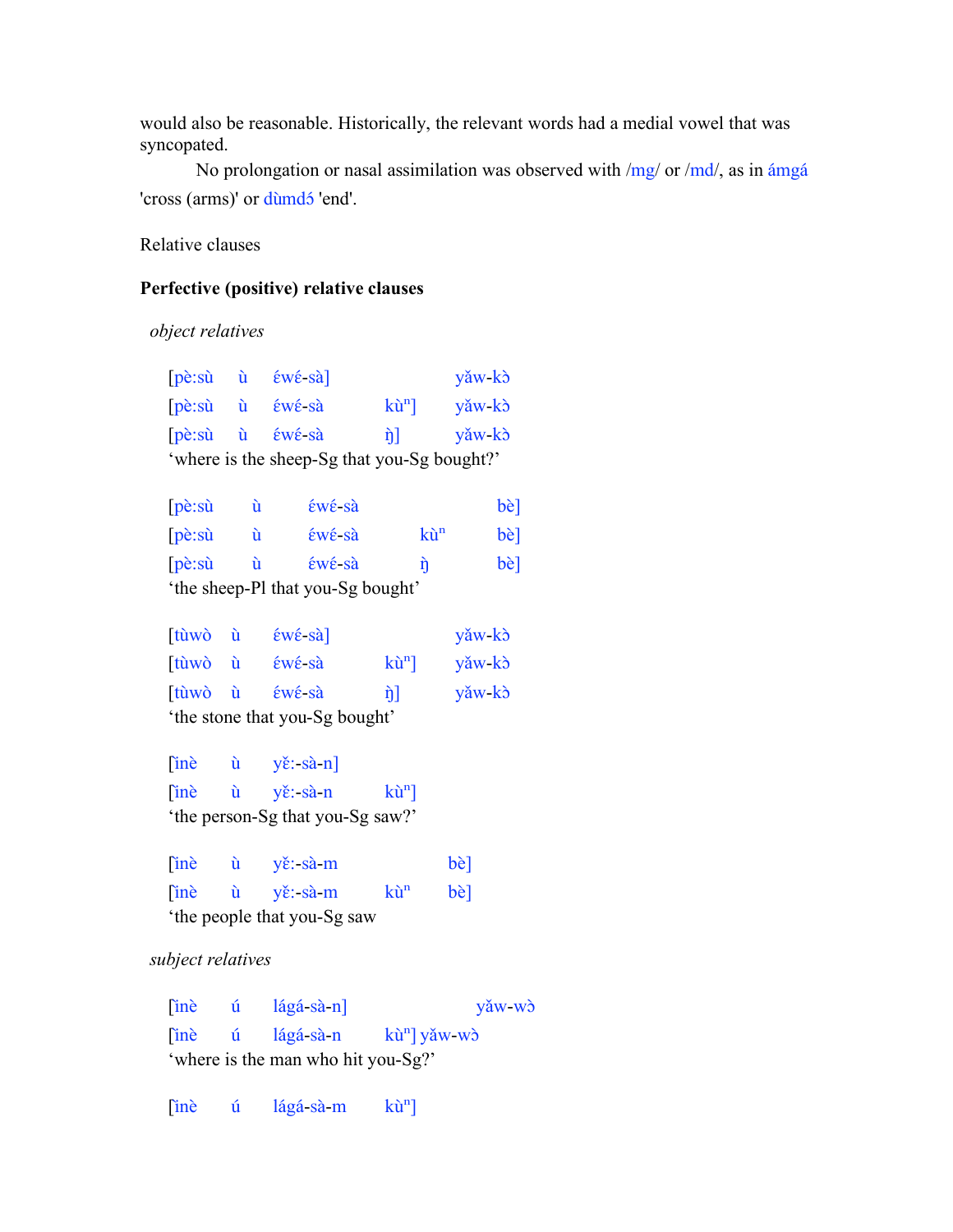would also be reasonable. Historically, the relevant words had a medial vowel that was syncopated.

No prolongation or nasal assimilation was observed with /mg/ or /md/, as in ámgá 'cross (arms)' or dùmdɔ́ 'end'.

Relative clauses

**Perfective (positive) relative clauses**

*object relatives*

[pè:sù ù ɛ́wɛ́-sà] yǎw-kɔ̀
[pè:sù ù ɛ́wɛ́-sà kùⁿ] yǎw-kɔ̀
[pè:sù ù ɛ́wɛ́-sà ŋ̀] yǎw-kɔ̀
'where is the sheep-Sg that you-Sg bought?'

[pè:sù ù ɛ́wɛ́-sà bè]
[pè:sù ù ɛ́wɛ́-sà kùⁿ bè]
[pè:sù ù ɛ́wɛ́-sà ŋ̀ bè]
'the sheep-Pl that you-Sg bought'

[tùwò ù ɛ́wɛ́-sà] yǎw-kɔ̀
[tùwò ù ɛ́wɛ́-sà kùⁿ] yǎw-kɔ̀
[tùwò ù ɛ́wɛ́-sà ŋ̀] yǎw-kɔ̀
'the stone that you-Sg bought'

[ìnè ù yɛ̌:-sà-n]
[ìnè ù yɛ̌:-sà-n kùⁿ]
'the person-Sg that you-Sg saw?'

[ìnè ù yɛ̌:-sà-m bè]
[ìnè ù yɛ̌:-sà-m kùⁿ bè]
'the people that you-Sg saw

*subject relatives*

[ìnè ú lágá-sà-n] yǎw-wɔ̀
[ìnè ú lágá-sà-n kùⁿ] yǎw-wɔ̀
'where is the man who hit you-Sg?'

[ìnè ú lágá-sà-m kùⁿ]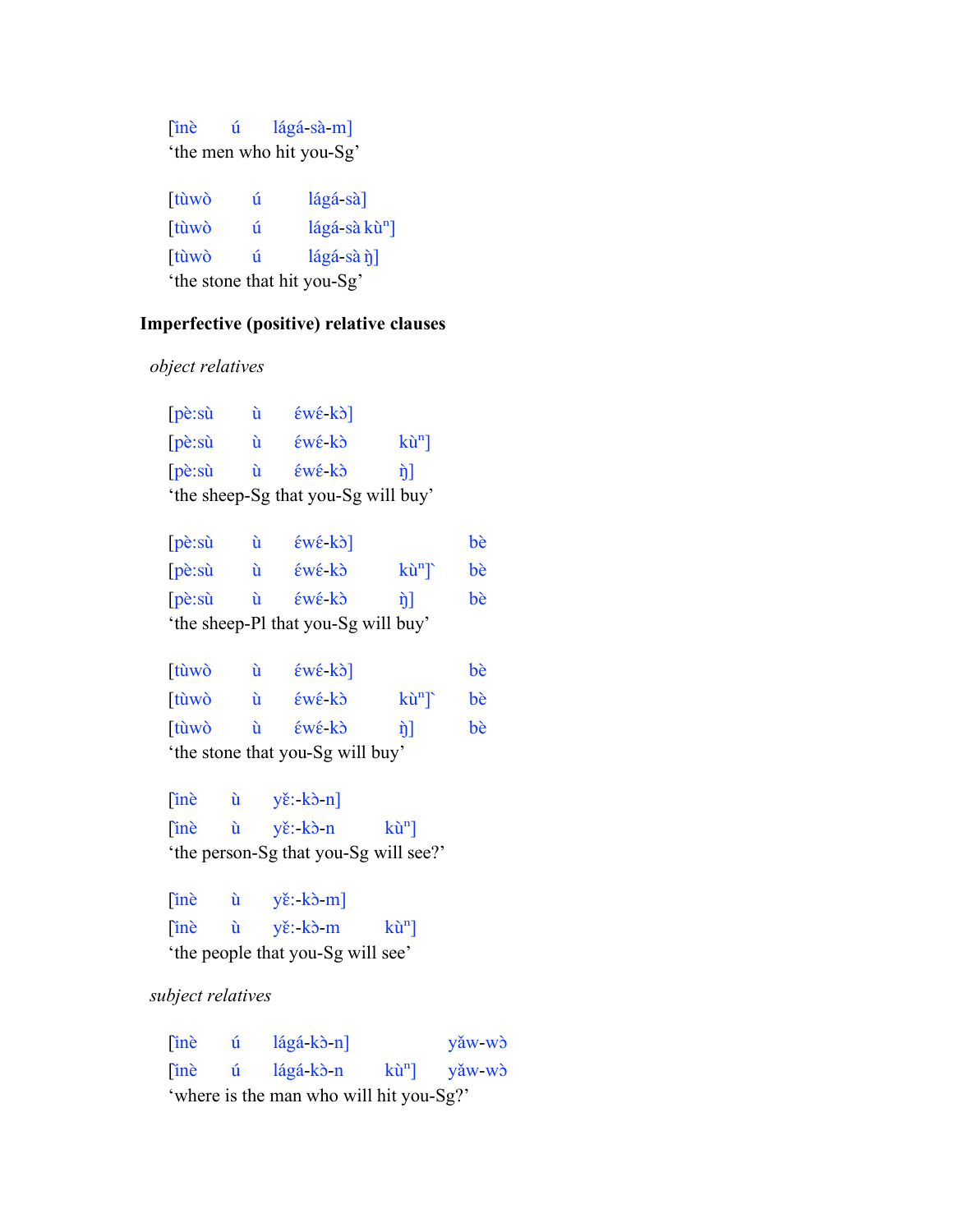[ìnè ú lágá-sà-m]
'the men who hit you-Sg'

[tùwò ú lágá-sà]
[tùwò ú lágá-sà kùⁿ]
[tùwò ú lágá-sà ŋ̀]
'the stone that hit you-Sg'

**Imperfective (positive) relative clauses**

*object relatives*

[pè:sù ù ɛ́wɛ́-kɔ̀]
[pè:sù ù ɛ́wɛ́-kɔ̀ kùⁿ]
[pè:sù ù ɛ́wɛ́-kɔ̀ ŋ̀]
'the sheep-Sg that you-Sg will buy'

[pè:sù ù ɛ́wɛ́-kɔ̀] bè
[pè:sù ù ɛ́wɛ́-kɔ̀ kùⁿ]` bè
[pè:sù ù ɛ́wɛ́-kɔ̀ ŋ̀] bè
'the sheep-Pl that you-Sg will buy'

[tùwò ù ɛ́wɛ́-kɔ̀] bè
[tùwò ù ɛ́wɛ́-kɔ̀ kùⁿ]` bè
[tùwò ù ɛ́wɛ́-kɔ̀ ŋ̀] bè
'the stone that you-Sg will buy'

[ìnè ù yɛ̌:-kɔ̀-n]
[ìnè ù yɛ̌:-kɔ̀-n kùⁿ]
'the person-Sg that you-Sg will see?'

[ìnè ù yɛ̌:-kɔ̀-m]
[ìnè ù yɛ̌:-kɔ̀-m kùⁿ]
'the people that you-Sg will see'

*subject relatives*

[ìnè ú lágá-kɔ̀-n] yǎw-wɔ̀
[ìnè ú lágá-kɔ̀-n kùⁿ] yǎw-wɔ̀
'where is the man who will hit you-Sg?'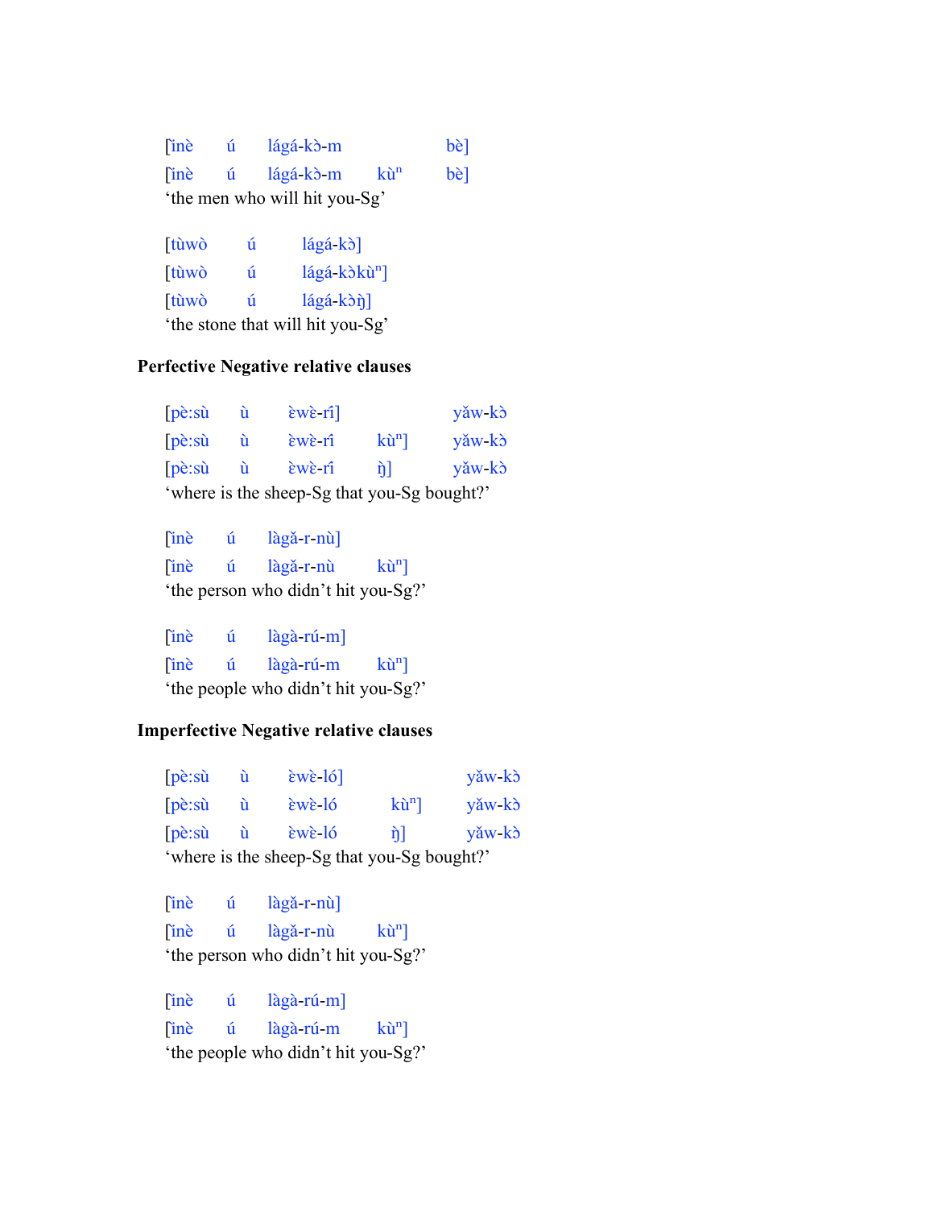[ìnè ú lágá-kɔ̀-m bè]
[ìnè ú lágá-kɔ̀-m kù$^{n}$ bè]
'the men who will hit you-Sg'

[tùwɔ̀ ú lágá-kɔ̀]
[tùwɔ̀ ú lágá-kɔ̀kù$^{n}$]
[tùwɔ̀ ú lágá-kɔ̀ŋ̀]
'the stone that will hit you-Sg'

**Perfective Negative relative clauses**

[pè:sù ù ɛ̀wɛ̀-rí] yǎw-kɔ̀
[pè:sù ù ɛ̀wɛ̀-rí kù$^{n}$] yǎw-kɔ̀
[pè:sù ù ɛ̀wɛ̀-rí ŋ̀] yǎw-kɔ̀
'where is the sheep-Sg that you-Sg bought?'

[ìnè ú làgǎ-r-nù]
[ìnè ú làgǎ-r-nù kù$^{n}$]
'the person who didn't hit you-Sg?'

[ìnè ú làgà-rú-m]
[ìnè ú làgà-rú-m kù$^{n}$]
'the people who didn't hit you-Sg?'

**Imperfective Negative relative clauses**

[pè:sù ù ɛ̀wɛ̀-ló] yǎw-kɔ̀
[pè:sù ù ɛ̀wɛ̀-ló kù$^{n}$] yǎw-kɔ̀
[pè:sù ù ɛ̀wɛ̀-ló ŋ̀] yǎw-kɔ̀
'where is the sheep-Sg that you-Sg bought?'

[ìnè ú làgǎ-r-nù]
[ìnè ú làgǎ-r-nù kù$^{n}$]
'the person who didn't hit you-Sg?'

[ìnè ú làgà-rú-m]
[ìnè ú làgà-rú-m kù$^{n}$]
'the people who didn't hit you-Sg?'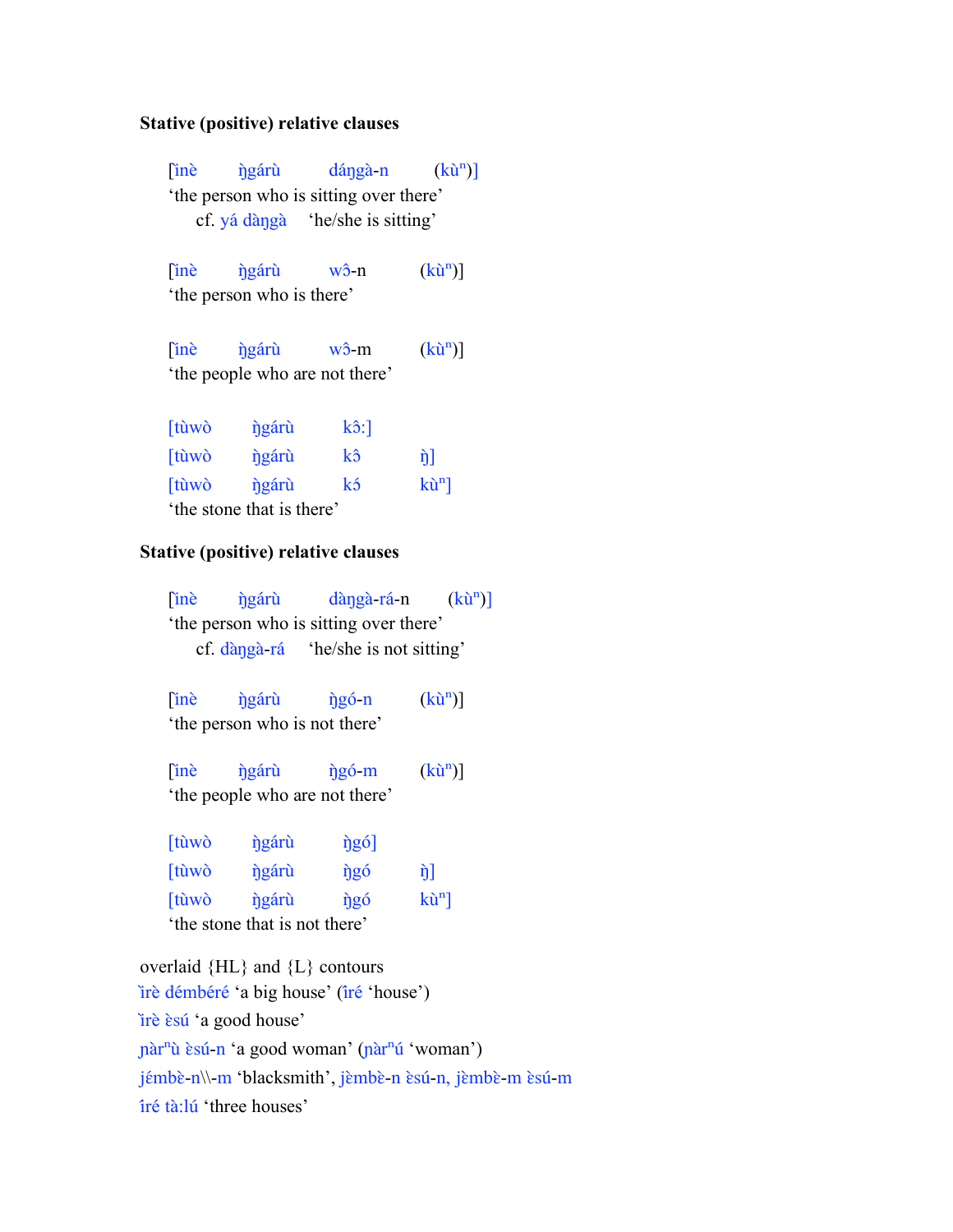**Stative (positive) relative clauses**

[ìnè ŋ̀gárù dáŋgà-n (kùⁿ)]
'the person who is sitting over there'
    cf. yá dàŋgà 'he/she is sitting'

[ìnè ŋ̀gárù wɔ̂-n (kùⁿ)]
'the person who is there'

[ìnè ŋ̀gárù wɔ̂-m (kùⁿ)]
'the people who are not there'

[tùwò ŋ̀gárù kɔ̂:]
[tùwò ŋ̀gárù kɔ̂ ŋ̀]
[tùwò ŋ̀gárù kɔ́ kùⁿ]
'the stone that is there'

**Stative (positive) relative clauses**

[ìnè ŋ̀gárù dàŋgà-rá-n (kùⁿ)]
'the person who is sitting over there'
    cf. dàŋgà-rá 'he/she is not sitting'

[ìnè ŋ̀gárù ŋ̀gó-n (kùⁿ)]
'the person who is not there'

[ìnè ŋ̀gárù ŋ̀gó-m (kùⁿ)]
'the people who are not there'

[tùwò ŋ̀gárù ŋ̀gó]
[tùwò ŋ̀gárù ŋ̀gó ŋ̀]
[tùwò ŋ̀gárù ŋ̀gó kùⁿ]
'the stone that is not there'

overlaid {HL} and {L} contours
ȉrè démbéré 'a big house' (îré 'house')
ȉrè ɛ̀sú 'a good house'
ɲàrⁿù ɛ̀sú-n 'a good woman' (ɲàrⁿú 'woman')
jémbè-n\\-m 'blacksmith', jɛ̀mbɛ̀-n ɛ̀sú-n, jɛ̀mbɛ̀-m ɛ̀sú-m
îré tà:lú 'three houses'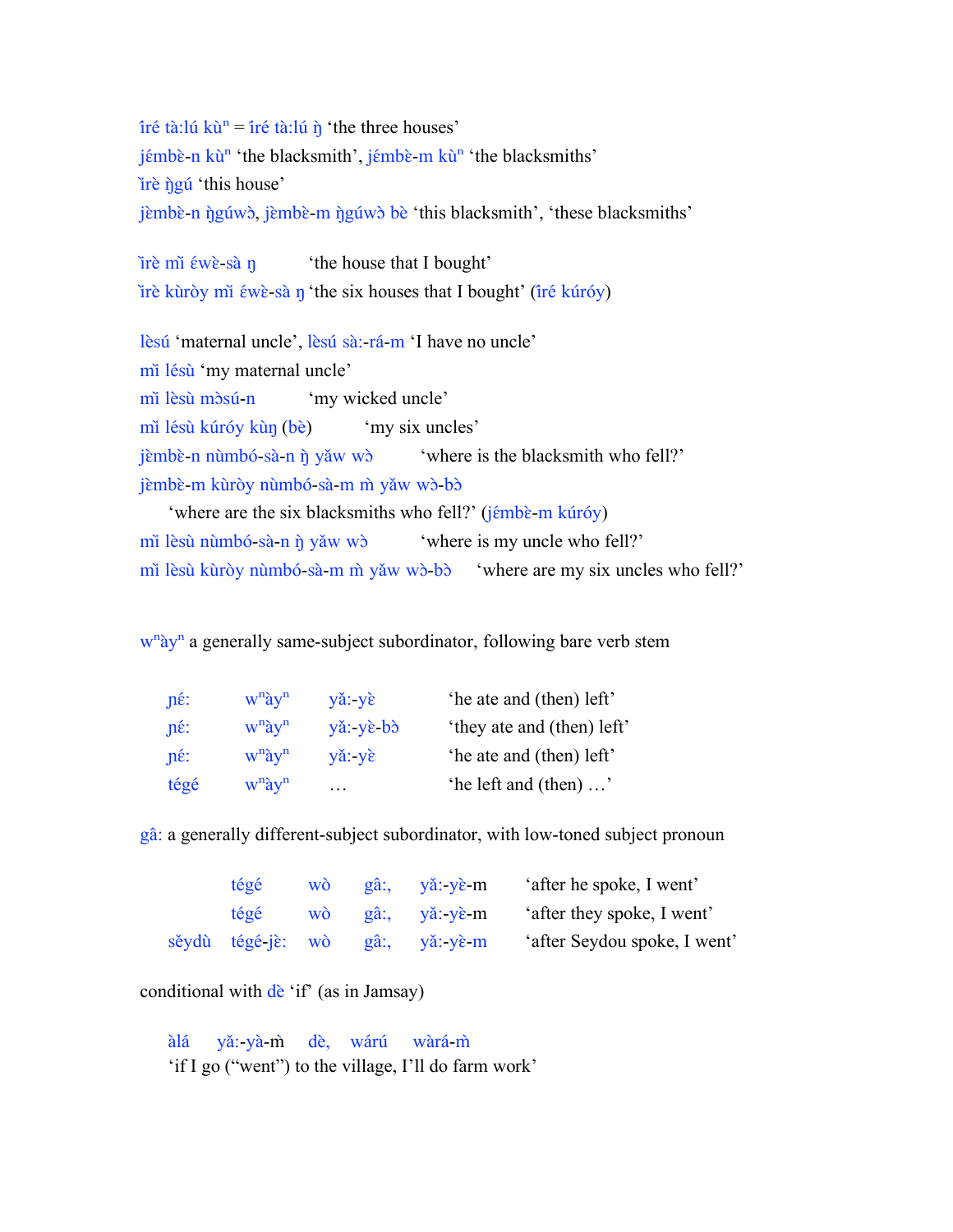îré tà:lú kù$^n$ = îré tà:lú ŋ̀ 'the three houses'

jɛ́mbɛ̀-n kù$^n$ 'the blacksmith', jɛ́mbɛ̀-m kù$^n$ 'the blacksmiths'

ǐrè ŋ̀gú 'this house'

jɛ̀mbɛ̀-n ŋ̀gúwɔ̀, jɛ̀mbɛ̀-m ŋ̀gúwɔ̀ bè 'this blacksmith', 'these blacksmiths'

ǐrè mǐ ɛ́wɛ̀-sà ŋ 'the house that I bought'

ǐrè kùròy mǐ ɛ́wɛ̀-sà ŋ 'the six houses that I bought' (îré kúróy)

lèsú 'maternal uncle', lèsú sà:-rá-m 'I have no uncle'

mǐ lésù 'my maternal uncle'

mǐ lèsù mɔ̀sú-n 'my wicked uncle'

mǐ lésù kúróy kùŋ (bè) 'my six uncles'

jɛ̀mbɛ̀-n nùmbó-sà-n ŋ̀ yǎw wɔ̀ 'where is the blacksmith who fell?'

jɛ̀mbɛ̀-m kùròy nùmbó-sà-m m̀ yǎw wɔ̀-bɔ̀
'where are the six blacksmiths who fell?' (jɛ́mbɛ̀-m kúróy)

mǐ lèsù nùmbó-sà-n ŋ̀ yǎw wɔ̀ 'where is my uncle who fell?'

mǐ lèsù kùròy nùmbó-sà-m m̀ yǎw wɔ̀-bɔ̀ 'where are my six uncles who fell?'

w$^n$ày$^n$ a generally same-subject subordinator, following bare verb stem

| | | | |
|---|---|---|---|
| ɲɛ́: | w$^n$ày$^n$ | yǎ:-yɛ̀ | 'he ate and (then) left' |
| ɲɛ́: | w$^n$ày$^n$ | yǎ:-yɛ̀-bɔ̀ | 'they ate and (then) left' |
| ɲɛ́: | w$^n$ày$^n$ | yǎ:-yɛ̀ | 'he ate and (then) left' |
| tégé | w$^n$ày$^n$ | … | 'he left and (then) …' |

gâ: a generally different-subject subordinator, with low-toned subject pronoun

| | | | | | |
|---|---|---|---|---|---|
| | tégé | wò | gâ:, | yǎ:-yɛ̀-m | 'after he spoke, I went' |
| | tégé | wò | gâ:, | yǎ:-yɛ̀-m | 'after they spoke, I went' |
| sěydù | tégé-jɛ̀: | wò | gâ:, | yǎ:-yɛ̀-m | 'after Seydou spoke, I went' |

conditional with dè 'if' (as in Jamsay)

àlá yǎ:-yà-m̀ dè, wárú wàrá-m̀
'if I go ("went") to the village, I'll do farm work'